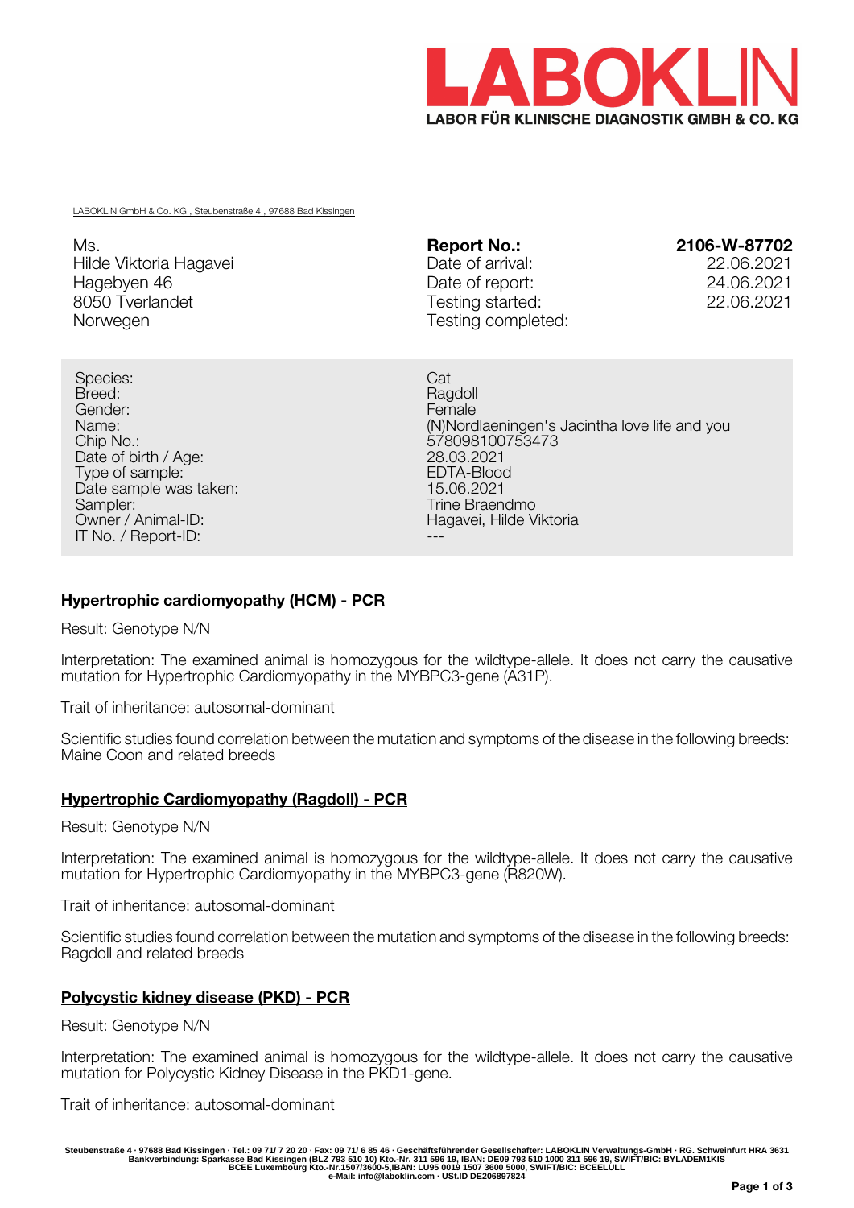LABOKLIN
LABOR FÜR KLINISCHE DIAGNOSTIK GMBH & CO. KG

LABOKLIN GmbH & Co. KG , Steubenstraße 4 , 97688 Bad Kissingen

Ms.
Hilde Viktoria Hagavei
Hagebyen 46
8050 Tverlandet
Norwegen

| **Report No.:** | **2106-W-87702** |
|---|---|
| Date of arrival: | 22.06.2021 |
| Date of report: | 24.06.2021 |
| Testing started: | 22.06.2021 |
| Testing completed: | |

| | |
|---|---|
| Species: | Cat |
| Breed: | Ragdoll |
| Gender: | Female |
| Name: | (N)Nordlaeningen's Jacintha love life and you |
| Chip No.: | 578098100753473 |
| Date of birth / Age: | 28.03.2021 |
| Type of sample: | EDTA-Blood |
| Date sample was taken: | 15.06.2021 |
| Sampler: | Trine Braendmo |
| Owner / Animal-ID: | Hagavei, Hilde Viktoria |
| IT No. / Report-ID: | --- |

## Hypertrophic cardiomyopathy (HCM) - PCR

Result: Genotype N/N

Interpretation: The examined animal is homozygous for the wildtype-allele. It does not carry the causative mutation for Hypertrophic Cardiomyopathy in the MYBPC3-gene (A31P).

Trait of inheritance: autosomal-dominant

Scientific studies found correlation between the mutation and symptoms of the disease in the following breeds: Maine Coon and related breeds

## Hypertrophic Cardiomyopathy (Ragdoll) - PCR

Result: Genotype N/N

Interpretation: The examined animal is homozygous for the wildtype-allele. It does not carry the causative mutation for Hypertrophic Cardiomyopathy in the MYBPC3-gene (R820W).

Trait of inheritance: autosomal-dominant

Scientific studies found correlation between the mutation and symptoms of the disease in the following breeds: Ragdoll and related breeds

## Polycystic kidney disease (PKD) - PCR

Result: Genotype N/N

Interpretation: The examined animal is homozygous for the wildtype-allele. It does not carry the causative mutation for Polycystic Kidney Disease in the PKD1-gene.

Trait of inheritance: autosomal-dominant

Steubenstraße 4 · 97688 Bad Kissingen · Tel.: 09 71/ 7 20 20 · Fax: 09 71/ 6 85 46 · Geschäftsführender Gesellschafter: LABOKLIN Verwaltungs-GmbH · RG. Schweinfurt HRA 3631
Bankverbindung: Sparkasse Bad Kissingen (BLZ 793 510 10) Kto.-Nr. 311 596 19, IBAN: DE09 793 510 1000 311 596 19, SWIFT/BIC: BYLADEM1KIS
BCEE Luxembourg Kto.-Nr.1507/3600-5,IBAN: LU95 0019 1507 3600 5000, SWIFT/BIC: BCEELULL
e-Mail: info@laboklin.com · USt.ID DE206897824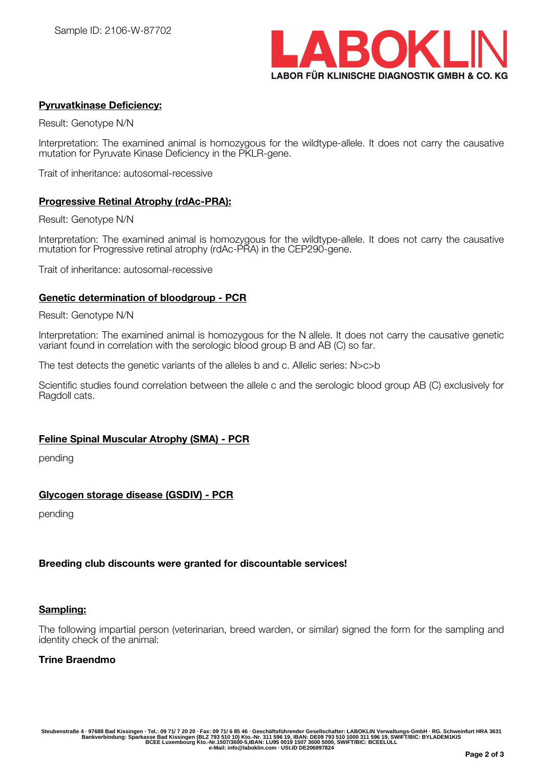Sample ID: 2106-W-87702

**LABOKLIN**
LABOR FÜR KLINISCHE DIAGNOSTIK GMBH & CO. KG

## Pyruvatkinase Deficiency:

Result: Genotype N/N

Interpretation: The examined animal is homozygous for the wildtype-allele. It does not carry the causative mutation for Pyruvate Kinase Deficiency in the PKLR-gene.

Trait of inheritance: autosomal-recessive

## Progressive Retinal Atrophy (rdAc-PRA):

Result: Genotype N/N

Interpretation: The examined animal is homozygous for the wildtype-allele. It does not carry the causative mutation for Progressive retinal atrophy (rdAc-PRA) in the CEP290-gene.

Trait of inheritance: autosomal-recessive

## Genetic determination of bloodgroup - PCR

Result: Genotype N/N

Interpretation: The examined animal is homozygous for the N allele. It does not carry the causative genetic variant found in correlation with the serologic blood group B and AB (C) so far.

The test detects the genetic variants of the alleles b and c. Allelic series: N>c>b

Scientific studies found correlation between the allele c and the serologic blood group AB (C) exclusively for Ragdoll cats.

## Feline Spinal Muscular Atrophy (SMA) - PCR

pending

## Glycogen storage disease (GSDIV) - PCR

pending

**Breeding club discounts were granted for discountable services!**

## Sampling:

The following impartial person (veterinarian, breed warden, or similar) signed the form for the sampling and identity check of the animal:

**Trine Braendmo**

Steubenstraße 4 · 97688 Bad Kissingen · Tel.: 09 71/ 7 20 20 · Fax: 09 71/ 6 85 46 · Geschäftsführender Gesellschafter: LABOKLIN Verwaltungs-GmbH · RG. Schweinfurt HRA 3631
Bankverbindung: Sparkasse Bad Kissingen (BLZ 793 510 10) Kto.-Nr. 311 596 19, IBAN: DE09 793 510 1000 311 596 19, SWIFT/BIC: BYLADEM1KIS
BCEE Luxembourg Kto.-Nr.1507/3600-5,IBAN: LU95 0019 1507 3600 5000, SWIFT/BIC: BCEELULL
e-Mail: info@laboklin.com · USt.ID DE206897824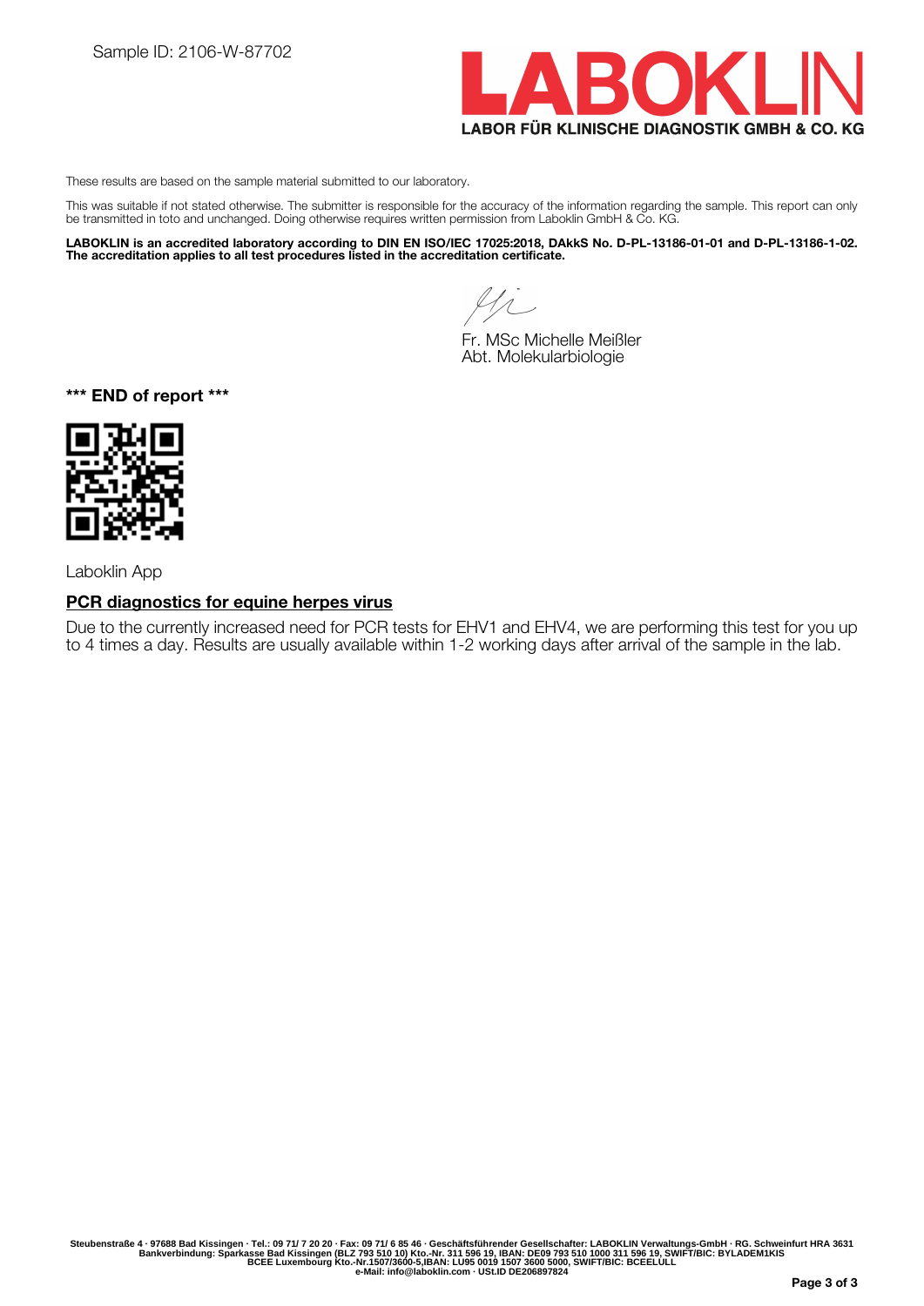Sample ID: 2106-W-87702

These results are based on the sample material submitted to our laboratory.

This was suitable if not stated otherwise. The submitter is responsible for the accuracy of the information regarding the sample. This report can only be transmitted in toto and unchanged. Doing otherwise requires written permission from Laboklin GmbH & Co. KG.

**LABOKLIN is an accredited laboratory according to DIN EN ISO/IEC 17025:2018, DAkkS No. D-PL-13186-01-01 and D-PL-13186-1-02. The accreditation applies to all test procedures listed in the accreditation certificate.**

Fr. MSc Michelle Meißler
Abt. Molekularbiologie

**\*\*\* END of report \*\*\***

Laboklin App

## PCR diagnostics for equine herpes virus

Due to the currently increased need for PCR tests for EHV1 and EHV4, we are performing this test for you up to 4 times a day. Results are usually available within 1-2 working days after arrival of the sample in the lab.

**Steubenstraße 4 · 97688 Bad Kissingen · Tel.: 09 71/ 7 20 20 · Fax: 09 71/ 6 85 46 · Geschäftsführender Gesellschafter: LABOKLIN Verwaltungs-GmbH · RG. Schweinfurt HRA 3631**
**Bankverbindung: Sparkasse Bad Kissingen (BLZ 793 510 10) Kto.-Nr. 311 596 19, IBAN: DE09 793 510 1000 311 596 19, SWIFT/BIC: BYLADEM1KIS**
**BCEE Luxembourg Kto.-Nr.1507/3600-5,IBAN: LU95 0019 1507 3600 5000, SWIFT/BIC: BCEELULL**
**e-Mail: info@laboklin.com · USt.ID DE206897824**